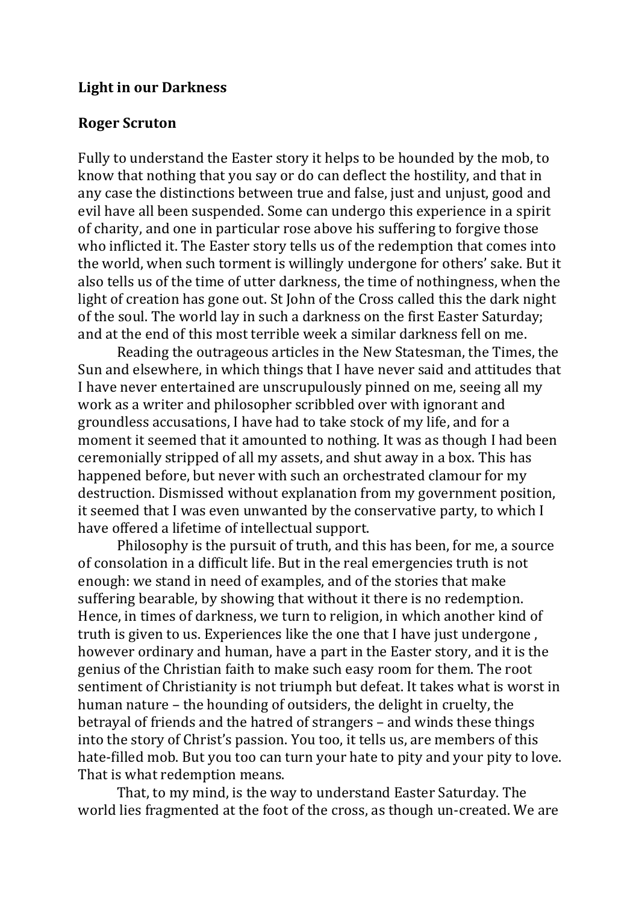**Light in our Darkness**

**Roger Scruton**

Fully to understand the Easter story it helps to be hounded by the mob, to know that nothing that you say or do can deflect the hostility, and that in any case the distinctions between true and false, just and unjust, good and evil have all been suspended. Some can undergo this experience in a spirit of charity, and one in particular rose above his suffering to forgive those who inflicted it. The Easter story tells us of the redemption that comes into the world, when such torment is willingly undergone for others' sake. But it also tells us of the time of utter darkness, the time of nothingness, when the light of creation has gone out. St John of the Cross called this the dark night of the soul. The world lay in such a darkness on the first Easter Saturday; and at the end of this most terrible week a similar darkness fell on me.

Reading the outrageous articles in the New Statesman, the Times, the Sun and elsewhere, in which things that I have never said and attitudes that I have never entertained are unscrupulously pinned on me, seeing all my work as a writer and philosopher scribbled over with ignorant and groundless accusations, I have had to take stock of my life, and for a moment it seemed that it amounted to nothing. It was as though I had been ceremonially stripped of all my assets, and shut away in a box. This has happened before, but never with such an orchestrated clamour for my destruction. Dismissed without explanation from my government position, it seemed that I was even unwanted by the conservative party, to which I have offered a lifetime of intellectual support.

Philosophy is the pursuit of truth, and this has been, for me, a source of consolation in a difficult life. But in the real emergencies truth is not enough: we stand in need of examples, and of the stories that make suffering bearable, by showing that without it there is no redemption. Hence, in times of darkness, we turn to religion, in which another kind of truth is given to us. Experiences like the one that I have just undergone , however ordinary and human, have a part in the Easter story, and it is the genius of the Christian faith to make such easy room for them. The root sentiment of Christianity is not triumph but defeat. It takes what is worst in human nature – the hounding of outsiders, the delight in cruelty, the betrayal of friends and the hatred of strangers – and winds these things into the story of Christ's passion. You too, it tells us, are members of this hate-filled mob. But you too can turn your hate to pity and your pity to love. That is what redemption means.

That, to my mind, is the way to understand Easter Saturday. The world lies fragmented at the foot of the cross, as though un-created. We are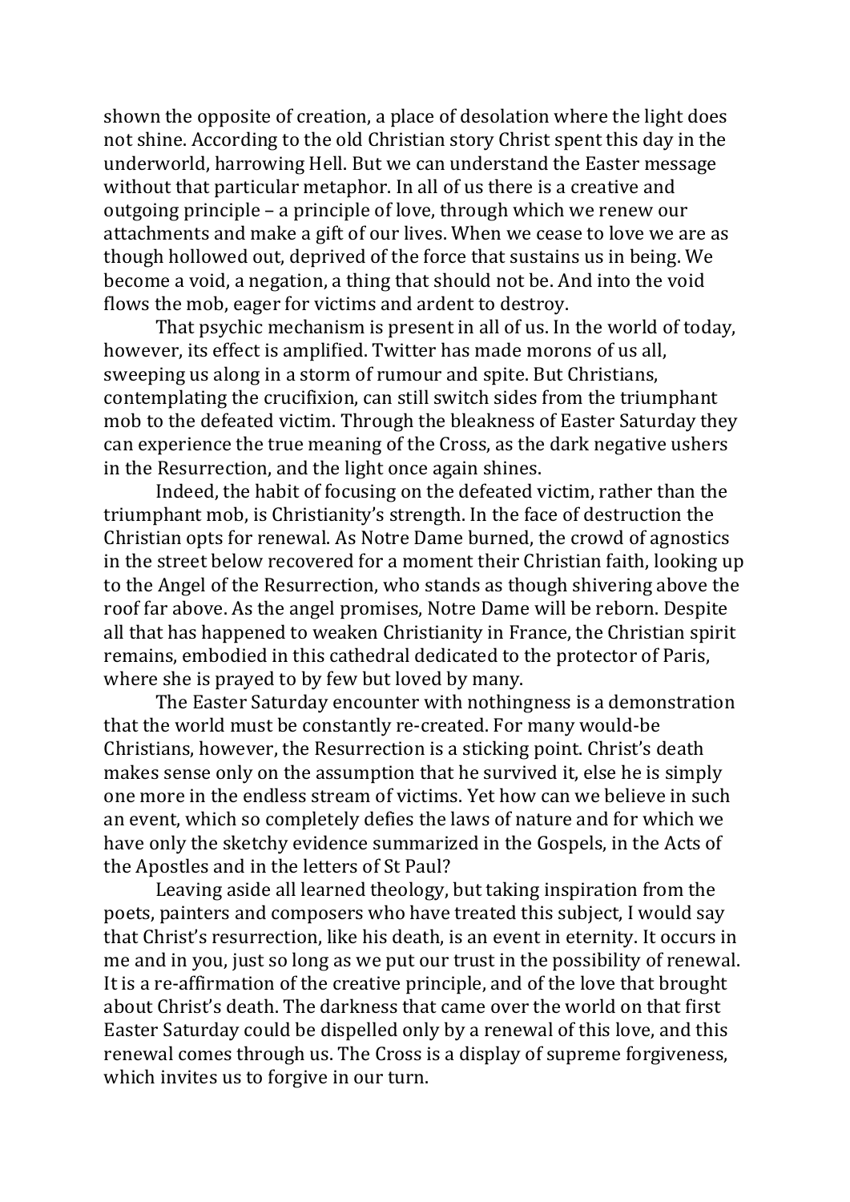shown the opposite of creation, a place of desolation where the light does not shine. According to the old Christian story Christ spent this day in the underworld, harrowing Hell. But we can understand the Easter message without that particular metaphor. In all of us there is a creative and outgoing principle – a principle of love, through which we renew our attachments and make a gift of our lives. When we cease to love we are as though hollowed out, deprived of the force that sustains us in being. We become a void, a negation, a thing that should not be. And into the void flows the mob, eager for victims and ardent to destroy.

That psychic mechanism is present in all of us. In the world of today, however, its effect is amplified. Twitter has made morons of us all, sweeping us along in a storm of rumour and spite. But Christians, contemplating the crucifixion, can still switch sides from the triumphant mob to the defeated victim. Through the bleakness of Easter Saturday they can experience the true meaning of the Cross, as the dark negative ushers in the Resurrection, and the light once again shines.

Indeed, the habit of focusing on the defeated victim, rather than the triumphant mob, is Christianity's strength. In the face of destruction the Christian opts for renewal. As Notre Dame burned, the crowd of agnostics in the street below recovered for a moment their Christian faith, looking up to the Angel of the Resurrection, who stands as though shivering above the roof far above. As the angel promises, Notre Dame will be reborn. Despite all that has happened to weaken Christianity in France, the Christian spirit remains, embodied in this cathedral dedicated to the protector of Paris, where she is prayed to by few but loved by many.

The Easter Saturday encounter with nothingness is a demonstration that the world must be constantly re-created. For many would-be Christians, however, the Resurrection is a sticking point. Christ's death makes sense only on the assumption that he survived it, else he is simply one more in the endless stream of victims. Yet how can we believe in such an event, which so completely defies the laws of nature and for which we have only the sketchy evidence summarized in the Gospels, in the Acts of the Apostles and in the letters of St Paul?

Leaving aside all learned theology, but taking inspiration from the poets, painters and composers who have treated this subject, I would say that Christ's resurrection, like his death, is an event in eternity. It occurs in me and in you, just so long as we put our trust in the possibility of renewal. It is a re-affirmation of the creative principle, and of the love that brought about Christ's death. The darkness that came over the world on that first Easter Saturday could be dispelled only by a renewal of this love, and this renewal comes through us. The Cross is a display of supreme forgiveness, which invites us to forgive in our turn.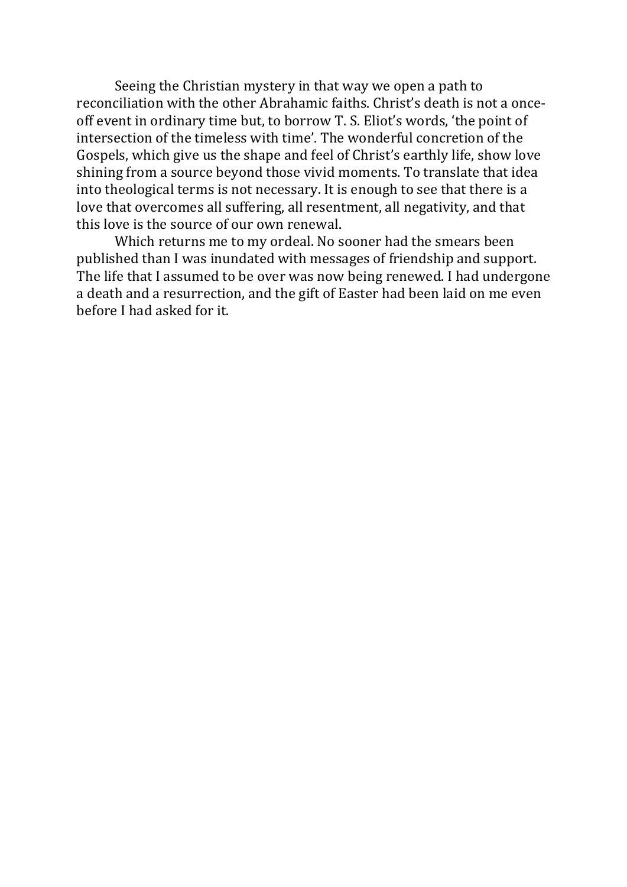Seeing the Christian mystery in that way we open a path to reconciliation with the other Abrahamic faiths. Christ's death is not a once-off event in ordinary time but, to borrow T. S. Eliot's words, 'the point of intersection of the timeless with time'. The wonderful concretion of the Gospels, which give us the shape and feel of Christ's earthly life, show love shining from a source beyond those vivid moments. To translate that idea into theological terms is not necessary. It is enough to see that there is a love that overcomes all suffering, all resentment, all negativity, and that this love is the source of our own renewal.

Which returns me to my ordeal. No sooner had the smears been published than I was inundated with messages of friendship and support. The life that I assumed to be over was now being renewed. I had undergone a death and a resurrection, and the gift of Easter had been laid on me even before I had asked for it.